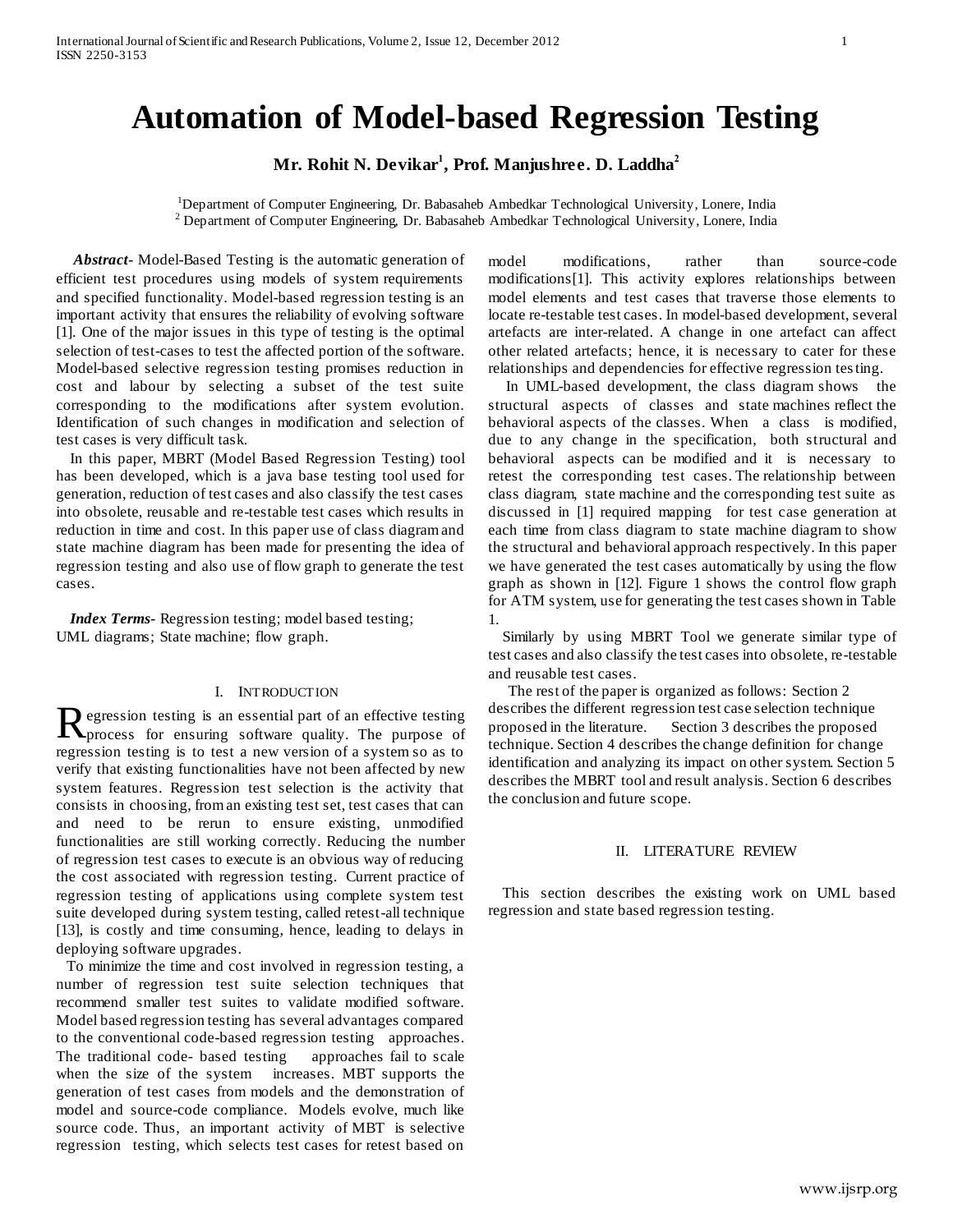# Automation of Model-based Regression Testing

**Mr. Rohit N. Devikar[1], Prof. Manjushree. D. Laddha[2]**

[1]Department of Computer Engineering, Dr. Babasaheb Ambedkar Technological University, Lonere, India
[2] Department of Computer Engineering, Dr. Babasaheb Ambedkar Technological University, Lonere, India

***Abstract-*** Model-Based Testing is the automatic generation of efficient test procedures using models of system requirements and specified functionality. Model-based regression testing is an important activity that ensures the reliability of evolving software [1]. One of the major issues in this type of testing is the optimal selection of test-cases to test the affected portion of the software. Model-based selective regression testing promises reduction in cost and labour by selecting a subset of the test suite corresponding to the modifications after system evolution. Identification of such changes in modification and selection of test cases is very difficult task.

In this paper, MBRT (Model Based Regression Testing) tool has been developed, which is a java base testing tool used for generation, reduction of test cases and also classify the test cases into obsolete, reusable and re-testable test cases which results in reduction in time and cost. In this paper use of class diagram and state machine diagram has been made for presenting the idea of regression testing and also use of flow graph to generate the test cases.

***Index Terms-*** Regression testing; model based testing; UML diagrams; State machine; flow graph.

## I. INTRODUCTION

Regression testing is an essential part of an effective testing process for ensuring software quality. The purpose of regression testing is to test a new version of a system so as to verify that existing functionalities have not been affected by new system features. Regression test selection is the activity that consists in choosing, from an existing test set, test cases that can and need to be rerun to ensure existing, unmodified functionalities are still working correctly. Reducing the number of regression test cases to execute is an obvious way of reducing the cost associated with regression testing. Current practice of regression testing of applications using complete system test suite developed during system testing, called retest-all technique [13], is costly and time consuming, hence, leading to delays in deploying software upgrades.

To minimize the time and cost involved in regression testing, a number of regression test suite selection techniques that recommend smaller test suites to validate modified software. Model based regression testing has several advantages compared to the conventional code-based regression testing approaches. The traditional code- based testing approaches fail to scale when the size of the system increases. MBT supports the generation of test cases from models and the demonstration of model and source-code compliance. Models evolve, much like source code. Thus, an important activity of MBT is selective regression testing, which selects test cases for retest based on model modifications, rather than source-code modifications[1]. This activity explores relationships between model elements and test cases that traverse those elements to locate re-testable test cases. In model-based development, several artefacts are inter-related. A change in one artefact can affect other related artefacts; hence, it is necessary to cater for these relationships and dependencies for effective regression testing.

In UML-based development, the class diagram shows the structural aspects of classes and state machines reflect the behavioral aspects of the classes. When a class is modified, due to any change in the specification, both structural and behavioral aspects can be modified and it is necessary to retest the corresponding test cases. The relationship between class diagram, state machine and the corresponding test suite as discussed in [1] required mapping for test case generation at each time from class diagram to state machine diagram to show the structural and behavioral approach respectively. In this paper we have generated the test cases automatically by using the flow graph as shown in [12]. Figure 1 shows the control flow graph for ATM system, use for generating the test cases shown in Table 1.

Similarly by using MBRT Tool we generate similar type of test cases and also classify the test cases into obsolete, re-testable and reusable test cases.

The rest of the paper is organized as follows: Section 2 describes the different regression test case selection technique proposed in the literature. Section 3 describes the proposed technique. Section 4 describes the change definition for change identification and analyzing its impact on other system. Section 5 describes the MBRT tool and result analysis. Section 6 describes the conclusion and future scope.

## II. LITERATURE REVIEW

This section describes the existing work on UML based regression and state based regression testing.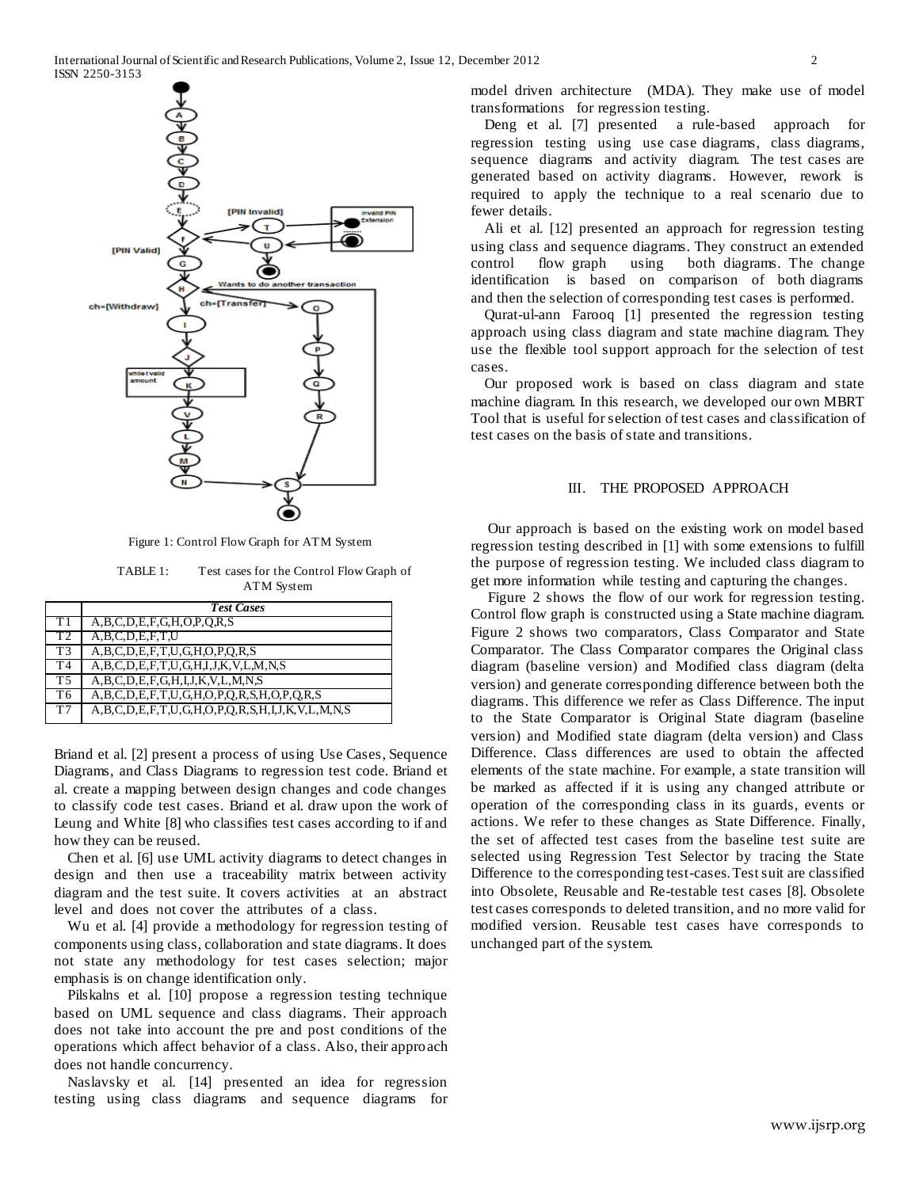Figure 1: Control Flow Graph for ATM System

TABLE 1: Test cases for the Control Flow Graph of ATM System

| | *Test Cases* |
|---|---|
| T1 | A,B,C,D,E,F,G,H,O,P,Q,R,S |
| T2 | A,B,C,D,E,F,T,U |
| T3 | A,B,C,D,E,F,T,U,G,H,O,P,Q,R,S |
| T4 | A,B,C,D,E,F,T,U,G,H,I,J,K,V,L,M,N,S |
| T5 | A,B,C,D,E,F,G,H,I,J,K,V,L,M,N,S |
| T6 | A,B,C,D,E,F,T,U,G,H,O,P,Q,R,S,H,O,P,Q,R,S |
| T7 | A,B,C,D,E,F,T,U,G,H,O,P,Q,R,S,H,I,J,K,V,L,M,N,S |

Briand et al. [2] present a process of using Use Cases, Sequence Diagrams, and Class Diagrams to regression test code. Briand et al. create a mapping between design changes and code changes to classify code test cases. Briand et al. draw upon the work of Leung and White [8] who classifies test cases according to if and how they can be reused.

Chen et al. [6] use UML activity diagrams to detect changes in design and then use a traceability matrix between activity diagram and the test suite. It covers activities at an abstract level and does not cover the attributes of a class.

Wu et al. [4] provide a methodology for regression testing of components using class, collaboration and state diagrams. It does not state any methodology for test cases selection; major emphasis is on change identification only.

Pilskalns et al. [10] propose a regression testing technique based on UML sequence and class diagrams. Their approach does not take into account the pre and post conditions of the operations which affect behavior of a class. Also, their approach does not handle concurrency.

Naslavsky et al. [14] presented an idea for regression testing using class diagrams and sequence diagrams for model driven architecture (MDA). They make use of model transformations for regression testing.

Deng et al. [7] presented a rule-based approach for regression testing using use case diagrams, class diagrams, sequence diagrams and activity diagram. The test cases are generated based on activity diagrams. However, rework is required to apply the technique to a real scenario due to fewer details.

Ali et al. [12] presented an approach for regression testing using class and sequence diagrams. They construct an extended control flow graph using both diagrams. The change identification is based on comparison of both diagrams and then the selection of corresponding test cases is performed.

Qurat-ul-ann Farooq [1] presented the regression testing approach using class diagram and state machine diagram. They use the flexible tool support approach for the selection of test cases.

Our proposed work is based on class diagram and state machine diagram. In this research, we developed our own MBRT Tool that is useful for selection of test cases and classification of test cases on the basis of state and transitions.

## III. THE PROPOSED APPROACH

Our approach is based on the existing work on model based regression testing described in [1] with some extensions to fulfill the purpose of regression testing. We included class diagram to get more information while testing and capturing the changes.

Figure 2 shows the flow of our work for regression testing. Control flow graph is constructed using a State machine diagram. Figure 2 shows two comparators, Class Comparator and State Comparator. The Class Comparator compares the Original class diagram (baseline version) and Modified class diagram (delta version) and generate corresponding difference between both the diagrams. This difference we refer as Class Difference. The input to the State Comparator is Original State diagram (baseline version) and Modified state diagram (delta version) and Class Difference. Class differences are used to obtain the affected elements of the state machine. For example, a state transition will be marked as affected if it is using any changed attribute or operation of the corresponding class in its guards, events or actions. We refer to these changes as State Difference. Finally, the set of affected test cases from the baseline test suite are selected using Regression Test Selector by tracing the State Difference to the corresponding test-cases. Test suit are classified into Obsolete, Reusable and Re-testable test cases [8]. Obsolete test cases corresponds to deleted transition, and no more valid for modified version. Reusable test cases have corresponds to unchanged part of the system.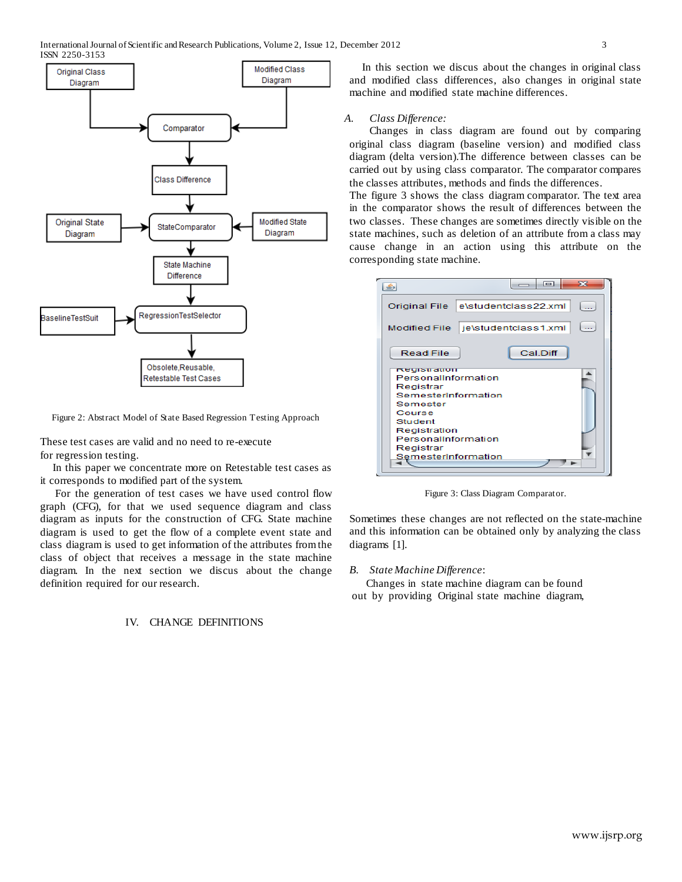Figure 2: Abstract Model of State Based Regression Testing Approach

These test cases are valid and no need to re-execute for regression testing.

In this paper we concentrate more on Retestable test cases as it corresponds to modified part of the system.

For the generation of test cases we have used control flow graph (CFG), for that we used sequence diagram and class diagram as inputs for the construction of CFG. State machine diagram is used to get the flow of a complete event state and class diagram is used to get information of the attributes from the class of object that receives a message in the state machine diagram. In the next section we discus about the change definition required for our research.

## IV. CHANGE DEFINITIONS

In this section we discus about the changes in original class and modified class differences, also changes in original state machine and modified state machine differences.

### *A. Class Difference:*

Changes in class diagram are found out by comparing original class diagram (baseline version) and modified class diagram (delta version).The difference between classes can be carried out by using class comparator. The comparator compares the classes attributes, methods and finds the differences.

The figure 3 shows the class diagram comparator. The text area in the comparator shows the result of differences between the two classes. These changes are sometimes directly visible on the state machines, such as deletion of an attribute from a class may cause change in an action using this attribute on the corresponding state machine.

Figure 3: Class Diagram Comparator.

Sometimes these changes are not reflected on the state-machine and this information can be obtained only by analyzing the class diagrams [1].

### *B. State Machine Difference:*

Changes in state machine diagram can be found out by providing Original state machine diagram,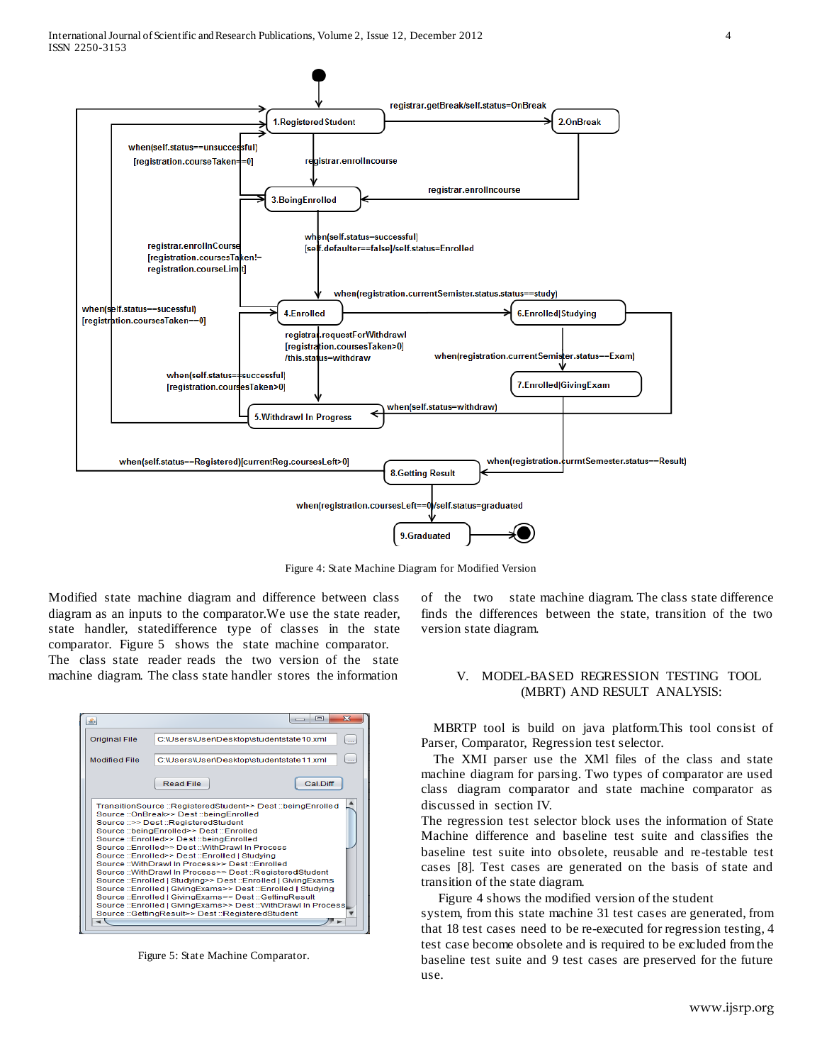Figure 4: State Machine Diagram for Modified Version

Modified state machine diagram and difference between class diagram as an inputs to the comparator.We use the state reader, state handler, statedifference type of classes in the state comparator. Figure 5 shows the state machine comparator. The class state reader reads the two version of the state machine diagram. The class state handler stores the information of the two state machine diagram. The class state difference finds the differences between the state, transition of the two version state diagram.

Figure 5: State Machine Comparator.

## V. MODEL-BASED REGRESSION TESTING TOOL (MBRT) AND RESULT ANALYSIS:

MBRTP tool is build on java platform.This tool consist of Parser, Comparator, Regression test selector.

The XMI parser use the XMl files of the class and state machine diagram for parsing. Two types of comparator are used class diagram comparator and state machine comparator as discussed in section IV.

The regression test selector block uses the information of State Machine difference and baseline test suite and classifies the baseline test suite into obsolete, reusable and re-testable test cases [8]. Test cases are generated on the basis of state and transition of the state diagram.

Figure 4 shows the modified version of the student system, from this state machine 31 test cases are generated, from that 18 test cases need to be re-executed for regression testing, 4 test case become obsolete and is required to be excluded from the baseline test suite and 9 test cases are preserved for the future use.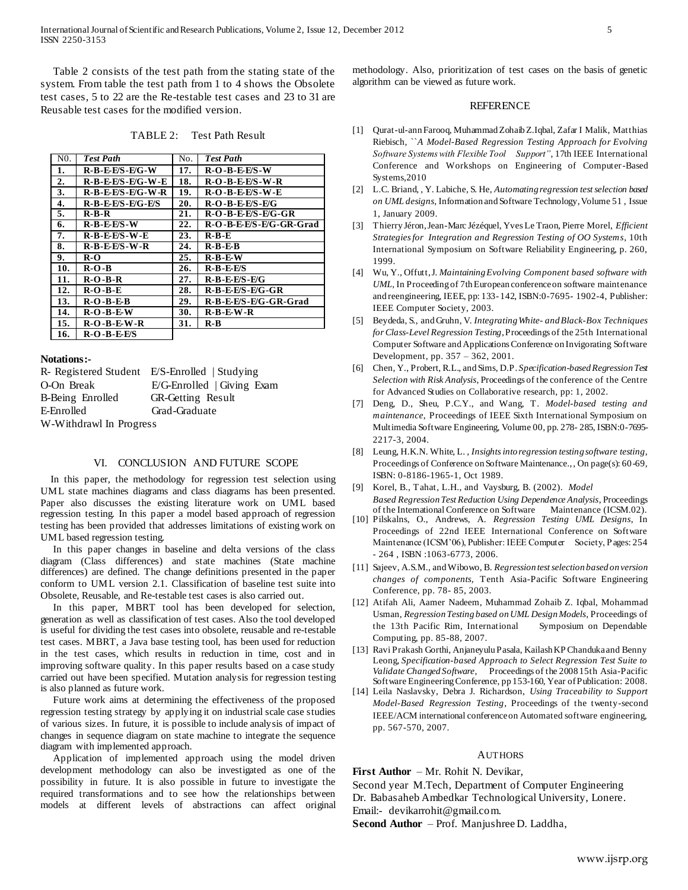Table 2 consists of the test path from the stating state of the system. From table the test path from 1 to 4 shows the Obsolete test cases, 5 to 22 are the Re-testable test cases and 23 to 31 are Reusable test cases for the modified version.

TABLE 2: Test Path Result

| N0. | *Test Path* | No. | *Test Path* |
|---|---|---|---|
| **1.** | **R-B-E-E/S-E/G-W** | **17.** | **R-O-B-E-E/S-W** |
| **2.** | **R-B-E-E/S-E/G-W-E** | **18.** | **R-O-B-E-E/S-W-R** |
| **3.** | **R-B-E-E/S-E/G-W-R** | **19.** | **R-O-B-E-E/S-W-E** |
| **4.** | **R-B-E-E/S-E/G-E/S** | **20.** | **R-O-B-E-E/S-E/G** |
| **5.** | **R-B-R** | **21.** | **R-O-B-E-E/S-E/G-GR** |
| **6.** | **R-B-E-E/S-W** | **22.** | **R-O-B-E-E/S-E/G-GR-Grad** |
| **7.** | **R-B-E-E/S-W-E** | **23.** | **R-B-E** |
| **8.** | **R-B-E-E/S-W-R** | **24.** | **R-B-E-B** |
| **9.** | **R-O** | **25.** | **R-B-E-W** |
| **10.** | **R-O-B** | **26.** | **R-B-E-E/S** |
| **11.** | **R-O-B-R** | **27.** | **R-B-E-E/S-E/G** |
| **12.** | **R-O-B-E** | **28.** | **R-B-E-E/S-E/G-GR** |
| **13.** | **R-O-B-E-B** | **29.** | **R-B-E-E/S-E/G-GR-Grad** |
| **14.** | **R-O-B-E-W** | **30.** | **R-B-E-W-R** |
| **15.** | **R-O-B-E-W-R** | **31.** | **R-B** |
| **16.** | **R-O-B-E-E/S** | | |

**Notations:-**

R- Registered Student E/S-Enrolled | Studying
O-On Break E/G-Enrolled | Giving Exam
B-Being Enrolled GR-Getting Result
E-Enrolled Grad-Graduate
W-Withdrawl In Progress

## VI. CONCLUSION AND FUTURE SCOPE

In this paper, the methodology for regression test selection using UML state machines diagrams and class diagrams has been presented. Paper also discusses the existing literature work on UML based regression testing. In this paper a model based approach of regression testing has been provided that addresses limitations of existing work on UML based regression testing.

In this paper changes in baseline and delta versions of the class diagram (Class differences) and state machines (State machine differences) are defined. The change definitions presented in the paper conform to UML version 2.1. Classification of baseline test suite into Obsolete, Reusable, and Re-testable test cases is also carried out.

In this paper, MBRT tool has been developed for selection, generation as well as classification of test cases. Also the tool developed is useful for dividing the test cases into obsolete, reusable and re-testable test cases. MBRT, a Java base testing tool, has been used for reduction in the test cases, which results in reduction in time, cost and in improving software quality. In this paper results based on a case study carried out have been specified. Mutation analysis for regression testing is also planned as future work.

Future work aims at determining the effectiveness of the proposed regression testing strategy by applying it on industrial scale case studies of various sizes. In future, it is possible to include analysis of impact of changes in sequence diagram on state machine to integrate the sequence diagram with implemented approach.

Application of implemented approach using the model driven development methodology can also be investigated as one of the possibility in future. It is also possible in future to investigate the required transformations and to see how the relationships between models at different levels of abstractions can affect original methodology. Also, prioritization of test cases on the basis of genetic algorithm can be viewed as future work.

## REFERENCE

[1] Qurat-ul-ann Farooq, Muhammad Zohaib Z.Iqbal, Zafar I Malik, Matthias Riebisch, *``A Model-Based Regression Testing Approach for Evolving Software Systems with Flexible Tool Support"*, 17th IEEE International Conference and Workshops on Engineering of Computer-Based Systems,2010

[2] L.C. Briand, , Y. Labiche, S. He, *Automating regression test selection based on UML designs*, Information and Software Technology, Volume 51 , Issue 1, January 2009.

[3] Thierry Jéron, Jean-Marc Jézéquel, Yves Le Traon, Pierre Morel, *Efficient Strategies for Integration and Regression Testing of OO Systems*, 10th International Symposium on Software Reliability Engineering, p. 260, 1999.

[4] Wu, Y., Offutt, J. *Maintaining Evolving Component based software with UML*, In Proceeding of 7th European conference on software maintenance and reengineering, IEEE, pp: 133-142, ISBN:0-7695- 1902-4, Publisher: IEEE Computer Society, 2003.

[5] Beydeda, S., and Gruhn, V. *Integrating White- and Black-Box Techniques for Class-Level Regression Testing*, Proceedings of the 25th International Computer Software and Applications Conference on Invigorating Software Development, pp. 357 – 362, 2001.

[6] Chen, Y., Probert, R.L., and Sims, D.P. *Specification-based Regression Test Selection with Risk Analysis*, Proceedings of the conference of the Centre for Advanced Studies on Collaborative research, pp: 1, 2002.

[7] Deng, D., Sheu, P.C.Y., and Wang, T. *Model-based testing and maintenance*, Proceedings of IEEE Sixth International Symposium on Multimedia Software Engineering, Volume 00, pp. 278- 285, ISBN:0-7695-2217-3, 2004.

[8] Leung, H.K.N. White, L. , *Insights into regression testing software testing*, Proceedings of Conference on Software Maintenance., , On page(s): 60-69, ISBN: 0-8186-1965-1, Oct 1989.

[9] Korel, B., Tahat, L.H., and Vaysburg, B. (2002). *Model Based Regression Test Reduction Using Dependence Analysis*, Proceedings of the International Conference on Software Maintenance (ICSM.02).

[10] Pilskalns, O., Andrews, A. *Regression Testing UML Designs*, In Proceedings of 22nd IEEE International Conference on Software Maintenance (ICSM'06), Publisher: IEEE Computer Society, Pages: 254 - 264 , ISBN :1063-6773, 2006.

[11] Sajeev, A.S.M., and Wibowo, B. *Regression test selection based on version changes of components*, Tenth Asia-Pacific Software Engineering Conference, pp. 78- 85, 2003.

[12] Atifah Ali, Aamer Nadeem, Muhammad Zohaib Z. Iqbal, Mohammad Usman, *Regression Testing based on UML Design Models*, Proceedings of the 13th Pacific Rim, International Symposium on Dependable Computing, pp. 85-88, 2007.

[13] Ravi Prakash Gorthi, Anjaneyulu Pasala, Kailash KP Chanduka and Benny Leong, *Specification-based Approach to Select Regression Test Suite to Validate Changed Software*, Proceedings of the 2008 15th Asia-Pacific Software Engineering Conference, pp 153-160, Year of Publication: 2008.

[14] Leila Naslavsky, Debra J. Richardson, *Using Traceability to Support Model-Based Regression Testing*, Proceedings of the twenty-second IEEE/ACM international conference on Automated software engineering, pp. 567-570, 2007.

## AUTHORS

**First Author** – Mr. Rohit N. Devikar,
Second year M.Tech, Department of Computer Engineering
Dr. Babasaheb Ambedkar Technological University, Lonere.
Email:- devikarrohit@gmail.com.

**Second Author** – Prof. Manjushree D. Laddha,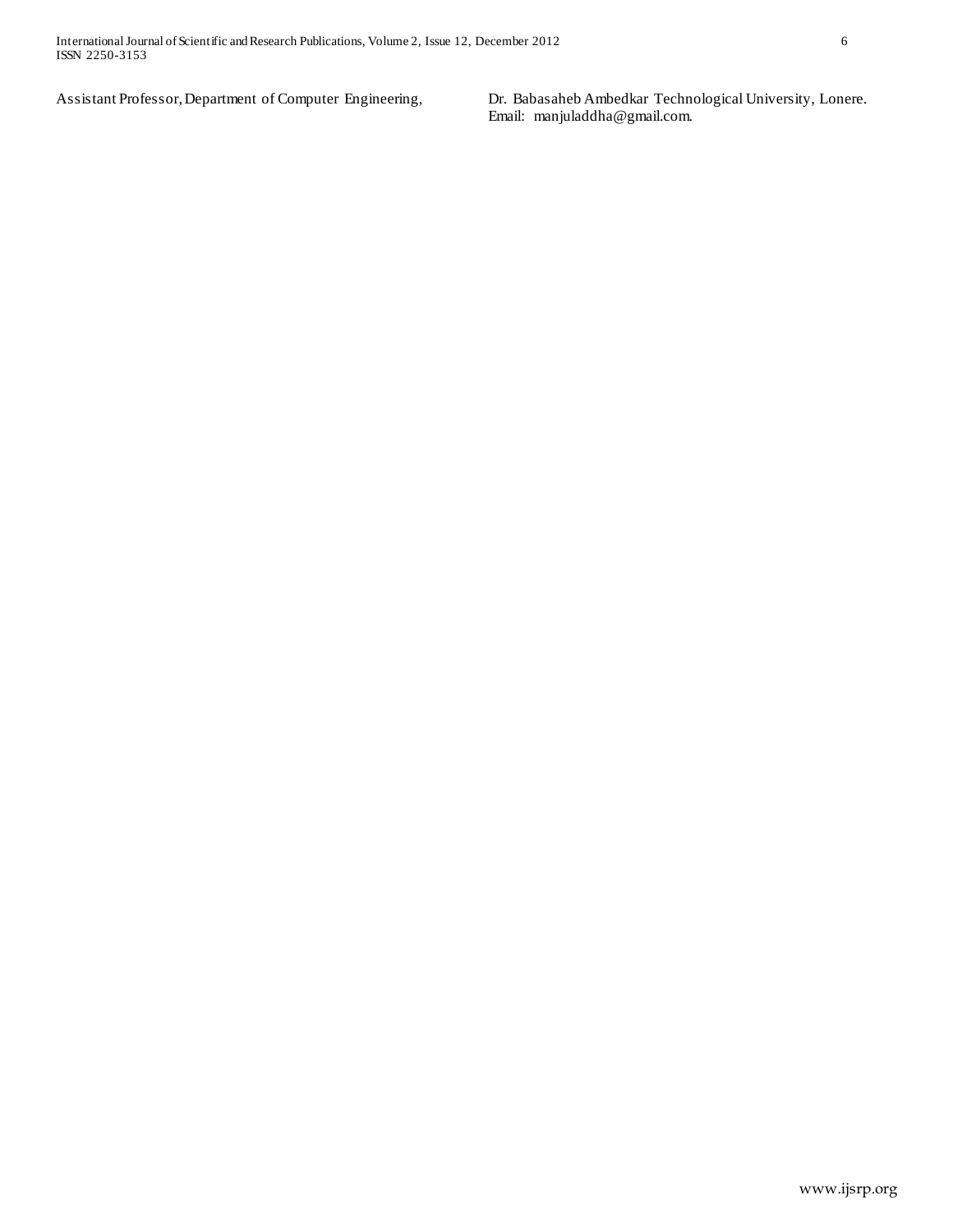Assistant Professor, Department of Computer Engineering, Dr. Babasaheb Ambedkar Technological University, Lonere.
Email: manjuladdha@gmail.com.